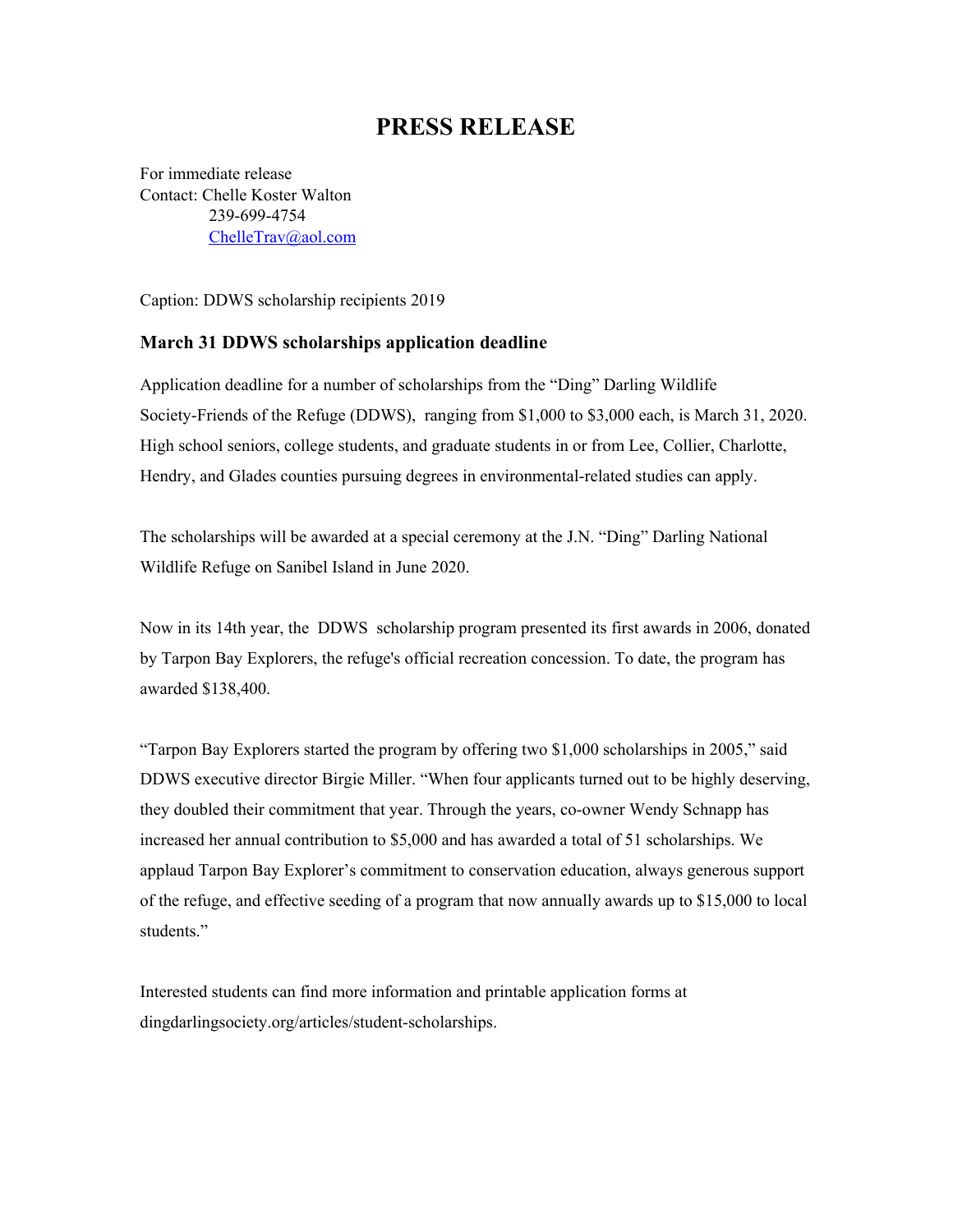# PRESS RELEASE

For immediate release
Contact: Chelle Koster Walton
239-699-4754
ChelleTrav@aol.com

Caption: DDWS scholarship recipients 2019

### March 31 DDWS scholarships application deadline

Application deadline for a number of scholarships from the "Ding" Darling Wildlife Society-Friends of the Refuge (DDWS), ranging from $1,000 to $3,000 each, is March 31, 2020. High school seniors, college students, and graduate students in or from Lee, Collier, Charlotte, Hendry, and Glades counties pursuing degrees in environmental-related studies can apply.

The scholarships will be awarded at a special ceremony at the J.N. "Ding" Darling National Wildlife Refuge on Sanibel Island in June 2020.

Now in its 14th year, the DDWS scholarship program presented its first awards in 2006, donated by Tarpon Bay Explorers, the refuge's official recreation concession. To date, the program has awarded $138,400.

"Tarpon Bay Explorers started the program by offering two $1,000 scholarships in 2005," said DDWS executive director Birgie Miller. "When four applicants turned out to be highly deserving, they doubled their commitment that year. Through the years, co-owner Wendy Schnapp has increased her annual contribution to $5,000 and has awarded a total of 51 scholarships. We applaud Tarpon Bay Explorer's commitment to conservation education, always generous support of the refuge, and effective seeding of a program that now annually awards up to $15,000 to local students."

Interested students can find more information and printable application forms at dingdarlingsociety.org/articles/student-scholarships.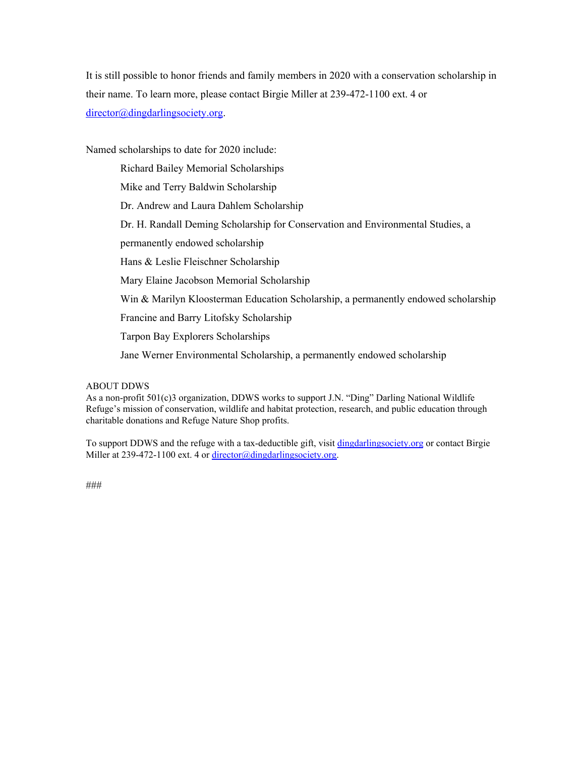It is still possible to honor friends and family members in 2020 with a conservation scholarship in their name. To learn more, please contact Birgie Miller at 239-472-1100 ext. 4 or director@dingdarlingsociety.org.

Named scholarships to date for 2020 include:

- Richard Bailey Memorial Scholarships
- Mike and Terry Baldwin Scholarship
- Dr. Andrew and Laura Dahlem Scholarship
- Dr. H. Randall Deming Scholarship for Conservation and Environmental Studies, a permanently endowed scholarship
- Hans & Leslie Fleischner Scholarship
- Mary Elaine Jacobson Memorial Scholarship
- Win & Marilyn Kloosterman Education Scholarship, a permanently endowed scholarship
- Francine and Barry Litofsky Scholarship
- Tarpon Bay Explorers Scholarships
- Jane Werner Environmental Scholarship, a permanently endowed scholarship

ABOUT DDWS

As a non-profit 501(c)3 organization, DDWS works to support J.N. "Ding" Darling National Wildlife Refuge's mission of conservation, wildlife and habitat protection, research, and public education through charitable donations and Refuge Nature Shop profits.

To support DDWS and the refuge with a tax-deductible gift, visit dingdarlingsociety.org or contact Birgie Miller at 239-472-1100 ext. 4 or director@dingdarlingsociety.org.

###